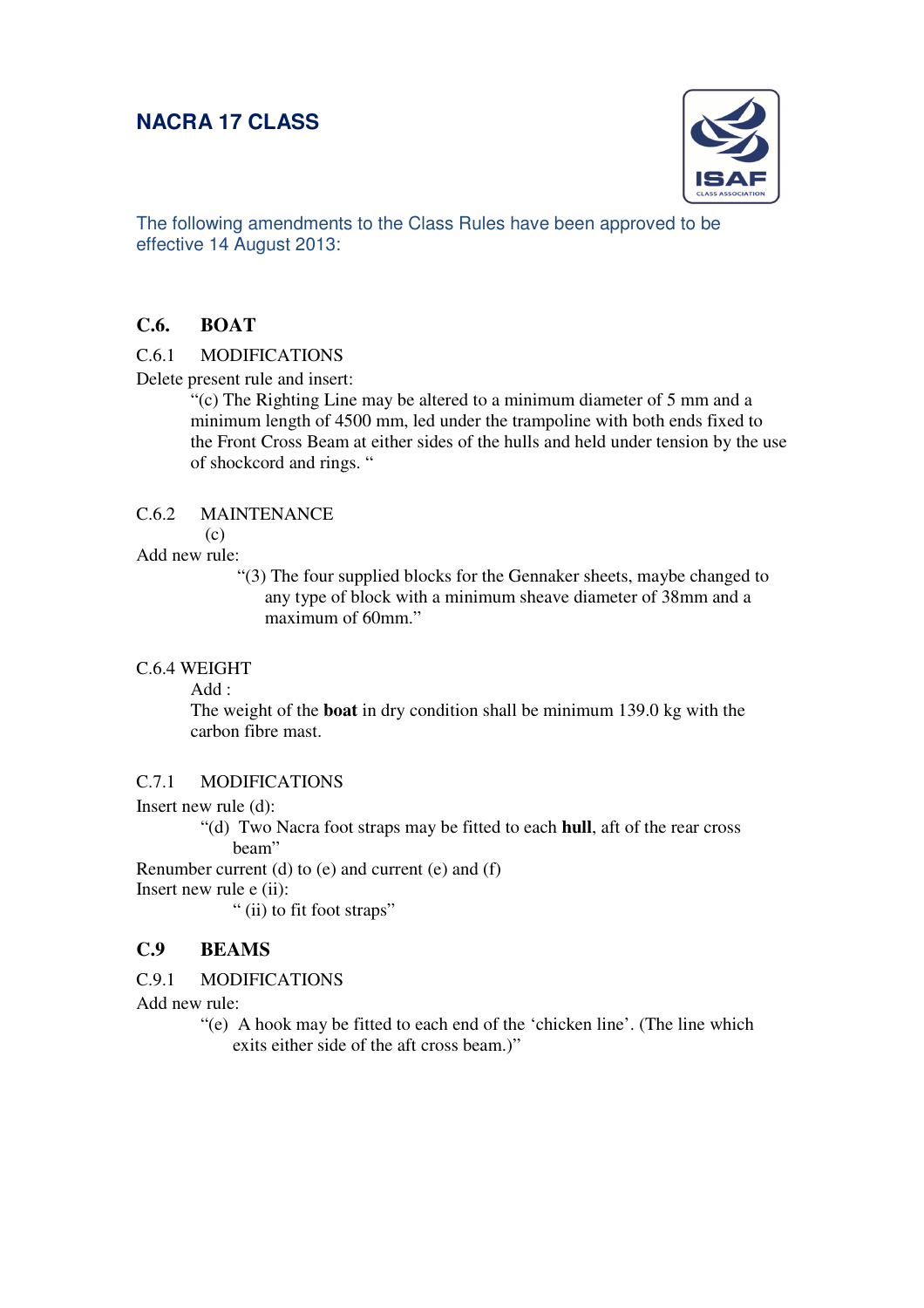# NACRA 17 CLASS

The following amendments to the Class Rules have been approved to be effective 14 August 2013:

## C.6. BOAT

C.6.1 MODIFICATIONS

Delete present rule and insert:

> "(c) The Righting Line may be altered to a minimum diameter of 5 mm and a minimum length of 4500 mm, led under the trampoline with both ends fixed to the Front Cross Beam at either sides of the hulls and held under tension by the use of shockcord and rings. "

C.6.2 MAINTENANCE

(c)

Add new rule:

> "(3) The four supplied blocks for the Gennaker sheets, maybe changed to any type of block with a minimum sheave diameter of 38mm and a maximum of 60mm."

C.6.4 WEIGHT

Add :

The weight of the **boat** in dry condition shall be minimum 139.0 kg with the carbon fibre mast.

C.7.1 MODIFICATIONS

Insert new rule (d):

> "(d) Two Nacra foot straps may be fitted to each **hull**, aft of the rear cross beam"

Renumber current (d) to (e) and current (e) and (f)

Insert new rule e (ii):

> " (ii) to fit foot straps"

## C.9 BEAMS

C.9.1 MODIFICATIONS

Add new rule:

> "(e) A hook may be fitted to each end of the 'chicken line'. (The line which exits either side of the aft cross beam.)"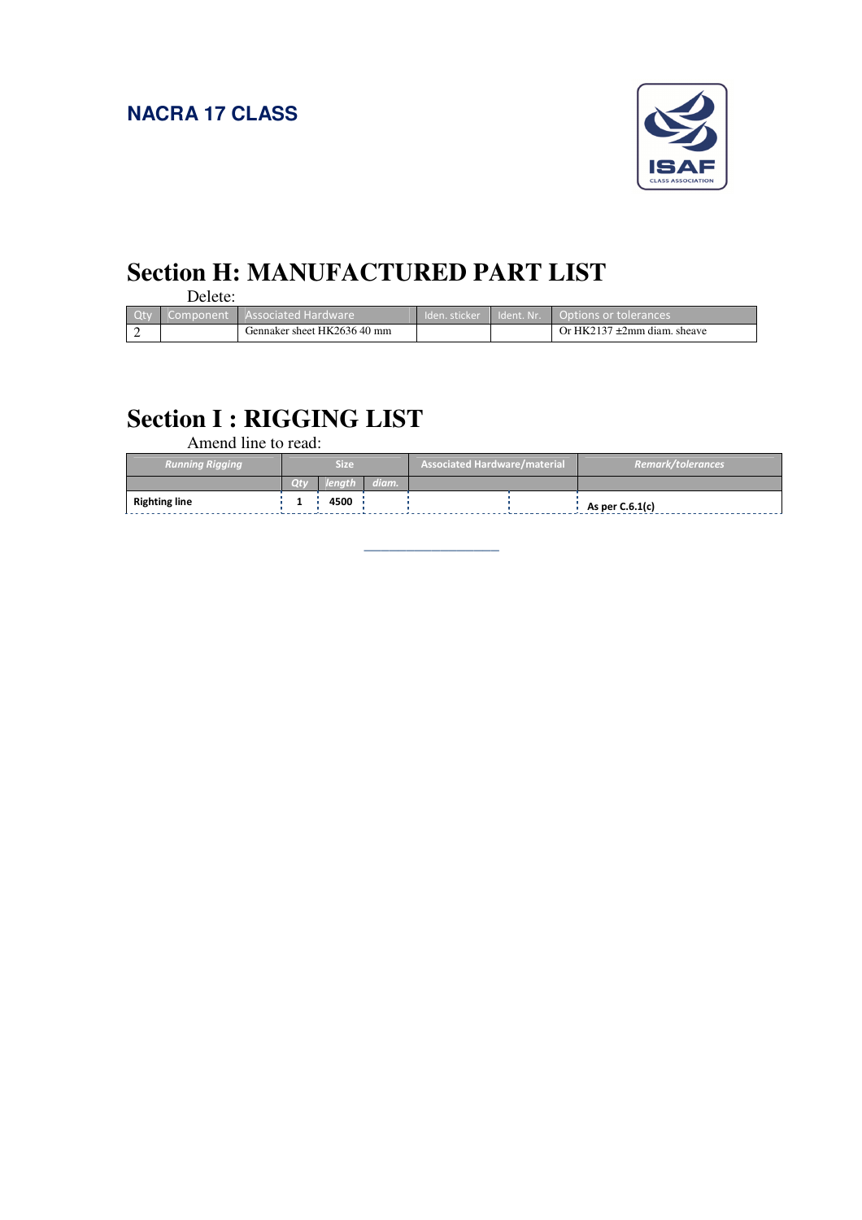**NACRA 17 CLASS**

# Section H: MANUFACTURED PART LIST

Delete:

| Qty | Component | Associated Hardware | Iden. sticker | Ident. Nr. | Options or tolerances |
|---|---|---|---|---|---|
| 2 | | Gennaker sheet HK2636 40 mm | | | Or HK2137 ±2mm diam. sheave |

# Section I : RIGGING LIST

Amend line to read:

| *Running Rigging* | Size | | | Associated Hardware/material | | *Remark/tolerances* |
|---|---|---|---|---|---|---|
| | *Qty* | *length* | *diam.* | | | |
| **Righting line** | **1** | **4500** | | | | **As per C.6.1(c)** |